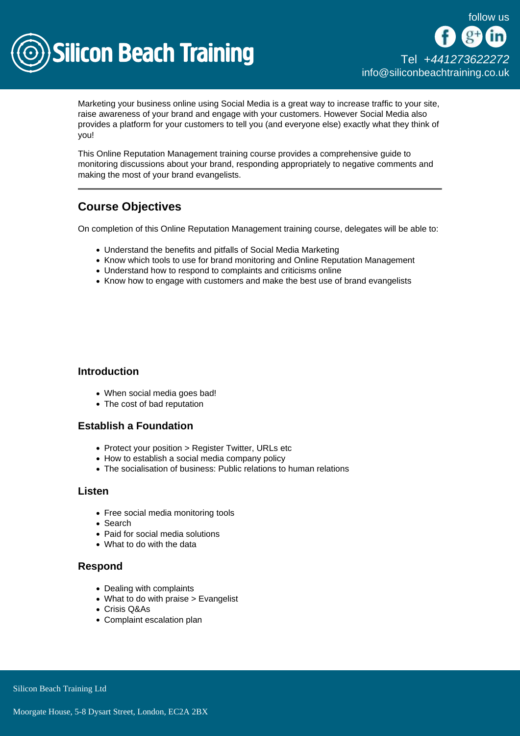Marketing your business online using Social Media is a great way to increase traffic to your site, raise awareness of your brand and engage with your customers. However Social Media also provides a platform for your customers to tell you (and everyone else) exactly what they think of you!

This Online Reputation Management training course provides a comprehensive guide to monitoring discussions about your brand, responding appropriately to negative comments and making the most of your brand evangelists.

---

## Course Objectives

On completion of this Online Reputation Management training course, delegates will be able to:

- Understand the benefits and pitfalls of Social Media Marketing
- Know which tools to use for brand monitoring and Online Reputation Management
- Understand how to respond to complaints and criticisms online
- Know how to engage with customers and make the best use of brand evangelists

### Introduction

- When social media goes bad!
- The cost of bad reputation

### Establish a Foundation

- Protect your position > Register Twitter, URLs etc
- How to establish a social media company policy
- The socialisation of business: Public relations to human relations

### Listen

- Free social media monitoring tools
- Search
- Paid for social media solutions
- What to do with the data

### Respond

- Dealing with complaints
- What to do with praise > Evangelist
- Crisis Q&As
- Complaint escalation plan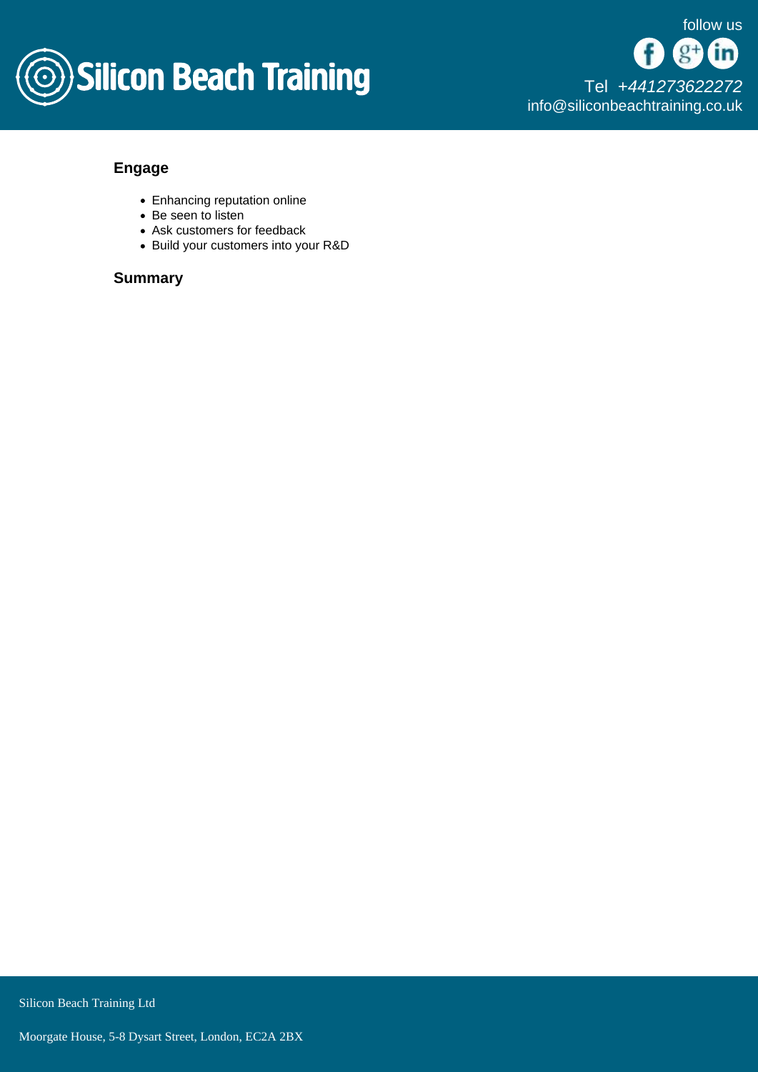### Engage

- Enhancing reputation online
- Be seen to listen
- Ask customers for feedback
- Build your customers into your R&D

### Summary